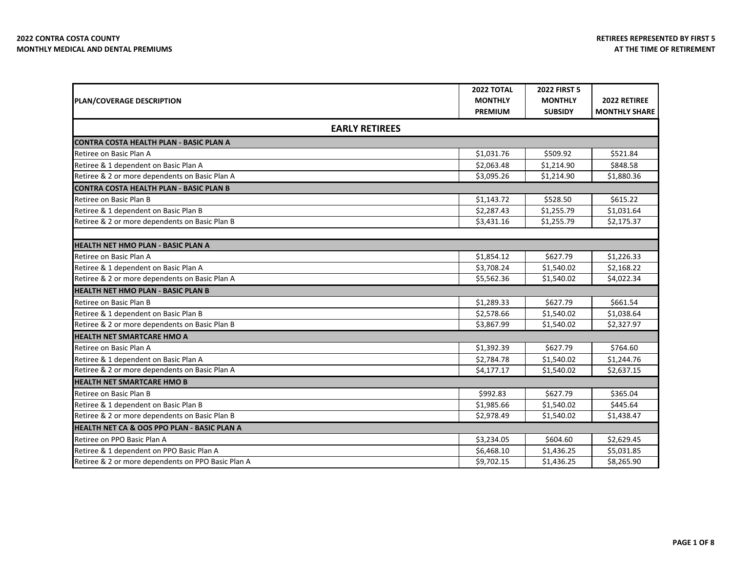**2022 CONTRA COSTA COUNTY**
**MONTHLY MEDICAL AND DENTAL PREMIUMS**

**RETIREES REPRESENTED BY FIRST 5**
**AT THE TIME OF RETIREMENT**

| PLAN/COVERAGE DESCRIPTION | 2022 TOTAL MONTHLY PREMIUM | 2022 FIRST 5 MONTHLY SUBSIDY | 2022 RETIREE MONTHLY SHARE |
|---|---|---|---|
| **EARLY RETIREES** | | | |
| **CONTRA COSTA HEALTH PLAN - BASIC PLAN A** | | | |
| Retiree on Basic Plan A | $1,031.76 | $509.92 | $521.84 |
| Retiree & 1 dependent on Basic Plan A | $2,063.48 | $1,214.90 | $848.58 |
| Retiree & 2 or more dependents on Basic Plan A | $3,095.26 | $1,214.90 | $1,880.36 |
| **CONTRA COSTA HEALTH PLAN - BASIC PLAN B** | | | |
| Retiree on Basic Plan B | $1,143.72 | $528.50 | $615.22 |
| Retiree & 1 dependent on Basic Plan B | $2,287.43 | $1,255.79 | $1,031.64 |
| Retiree & 2 or more dependents on Basic Plan B | $3,431.16 | $1,255.79 | $2,175.37 |
| | | | |
| **HEALTH NET HMO PLAN - BASIC PLAN A** | | | |
| Retiree on Basic Plan A | $1,854.12 | $627.79 | $1,226.33 |
| Retiree & 1 dependent on Basic Plan A | $3,708.24 | $1,540.02 | $2,168.22 |
| Retiree & 2 or more dependents on Basic Plan A | $5,562.36 | $1,540.02 | $4,022.34 |
| **HEALTH NET HMO PLAN - BASIC PLAN B** | | | |
| Retiree on Basic Plan B | $1,289.33 | $627.79 | $661.54 |
| Retiree & 1 dependent on Basic Plan B | $2,578.66 | $1,540.02 | $1,038.64 |
| Retiree & 2 or more dependents on Basic Plan B | $3,867.99 | $1,540.02 | $2,327.97 |
| **HEALTH NET SMARTCARE HMO A** | | | |
| Retiree on Basic Plan A | $1,392.39 | $627.79 | $764.60 |
| Retiree & 1 dependent on Basic Plan A | $2,784.78 | $1,540.02 | $1,244.76 |
| Retiree & 2 or more dependents on Basic Plan A | $4,177.17 | $1,540.02 | $2,637.15 |
| **HEALTH NET SMARTCARE HMO B** | | | |
| Retiree on Basic Plan B | $992.83 | $627.79 | $365.04 |
| Retiree & 1 dependent on Basic Plan B | $1,985.66 | $1,540.02 | $445.64 |
| Retiree & 2 or more dependents on Basic Plan B | $2,978.49 | $1,540.02 | $1,438.47 |
| **HEALTH NET CA & OOS PPO PLAN - BASIC PLAN A** | | | |
| Retiree on PPO Basic Plan A | $3,234.05 | $604.60 | $2,629.45 |
| Retiree & 1 dependent on PPO Basic Plan A | $6,468.10 | $1,436.25 | $5,031.85 |
| Retiree & 2 or more dependents on PPO Basic Plan A | $9,702.15 | $1,436.25 | $8,265.90 |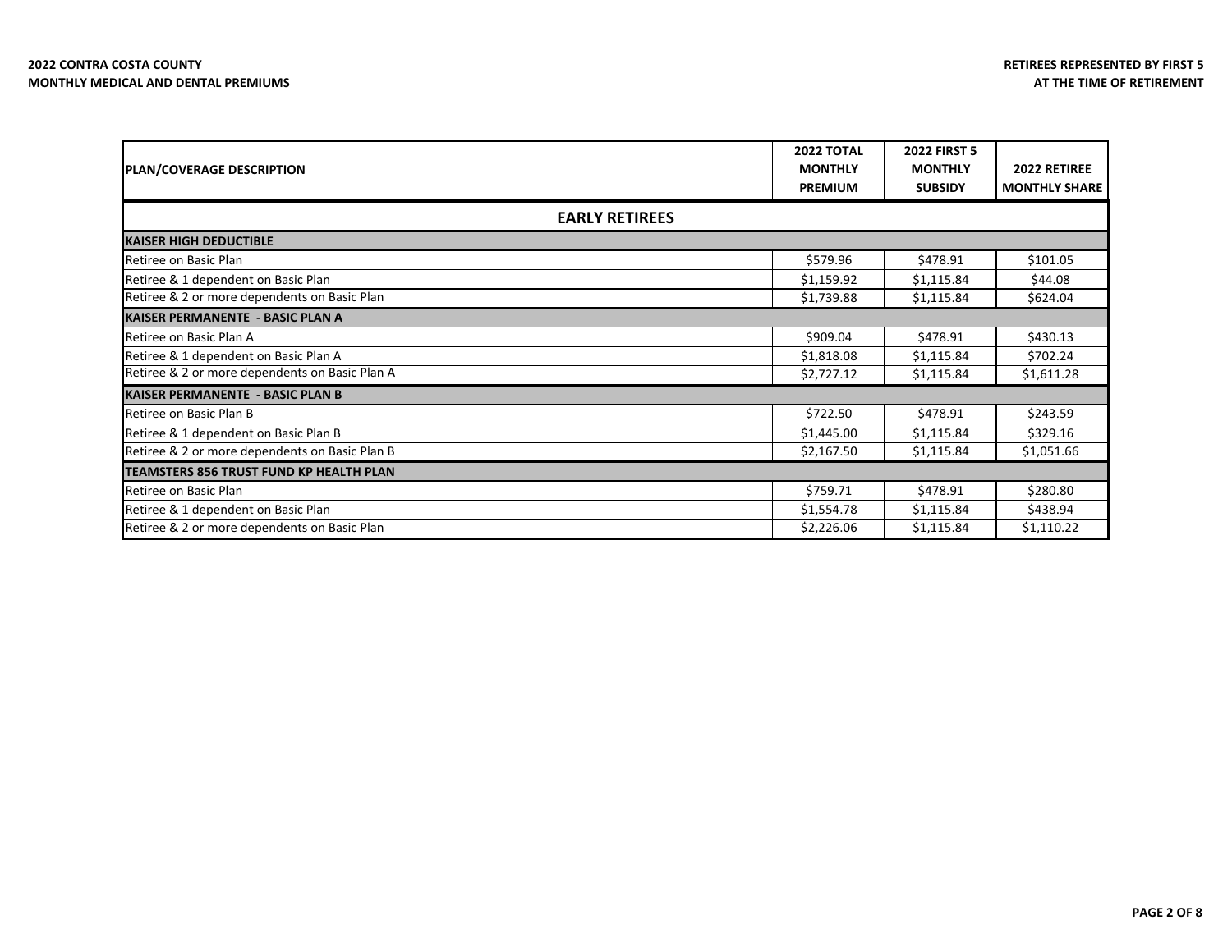**2022 CONTRA COSTA COUNTY**
**MONTHLY MEDICAL AND DENTAL PREMIUMS**

**RETIREES REPRESENTED BY FIRST 5**
**AT THE TIME OF RETIREMENT**

| PLAN/COVERAGE DESCRIPTION | 2022 TOTAL MONTHLY PREMIUM | 2022 FIRST 5 MONTHLY SUBSIDY | 2022 RETIREE MONTHLY SHARE |
|---|---|---|---|
| **EARLY RETIREES** | | | |
| **KAISER HIGH DEDUCTIBLE** | | | |
| Retiree on Basic Plan | $579.96 | $478.91 | $101.05 |
| Retiree & 1 dependent on Basic Plan | $1,159.92 | $1,115.84 | $44.08 |
| Retiree & 2 or more dependents on Basic Plan | $1,739.88 | $1,115.84 | $624.04 |
| **KAISER PERMANENTE - BASIC PLAN A** | | | |
| Retiree on Basic Plan A | $909.04 | $478.91 | $430.13 |
| Retiree & 1 dependent on Basic Plan A | $1,818.08 | $1,115.84 | $702.24 |
| Retiree & 2 or more dependents on Basic Plan A | $2,727.12 | $1,115.84 | $1,611.28 |
| **KAISER PERMANENTE - BASIC PLAN B** | | | |
| Retiree on Basic Plan B | $722.50 | $478.91 | $243.59 |
| Retiree & 1 dependent on Basic Plan B | $1,445.00 | $1,115.84 | $329.16 |
| Retiree & 2 or more dependents on Basic Plan B | $2,167.50 | $1,115.84 | $1,051.66 |
| **TEAMSTERS 856 TRUST FUND KP HEALTH PLAN** | | | |
| Retiree on Basic Plan | $759.71 | $478.91 | $280.80 |
| Retiree & 1 dependent on Basic Plan | $1,554.78 | $1,115.84 | $438.94 |
| Retiree & 2 or more dependents on Basic Plan | $2,226.06 | $1,115.84 | $1,110.22 |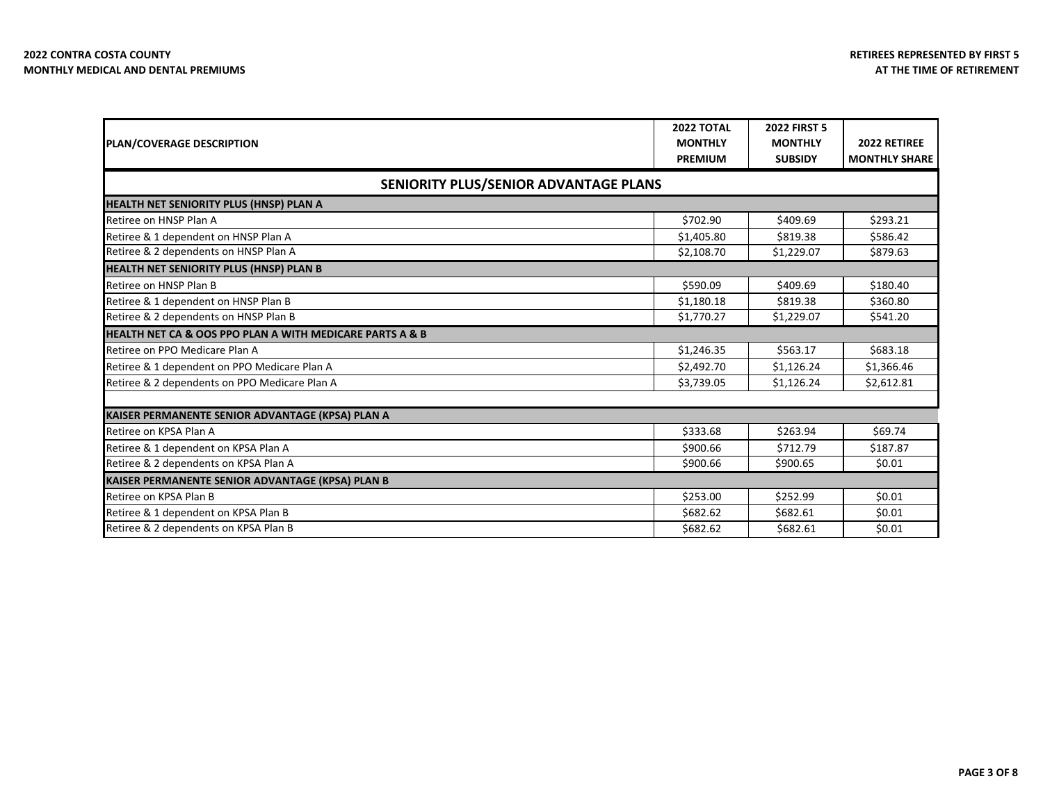**2022 CONTRA COSTA COUNTY**
**MONTHLY MEDICAL AND DENTAL PREMIUMS**

**RETIREES REPRESENTED BY FIRST 5**
**AT THE TIME OF RETIREMENT**

| PLAN/COVERAGE DESCRIPTION | 2022 TOTAL MONTHLY PREMIUM | 2022 FIRST 5 MONTHLY SUBSIDY | 2022 RETIREE MONTHLY SHARE |
|---|---|---|---|
| **SENIORITY PLUS/SENIOR ADVANTAGE PLANS** | | | |
| **HEALTH NET SENIORITY PLUS (HNSP) PLAN A** | | | |
| Retiree on HNSP Plan A | $702.90 | $409.69 | $293.21 |
| Retiree & 1 dependent on HNSP Plan A | $1,405.80 | $819.38 | $586.42 |
| Retiree & 2 dependents on HNSP Plan A | $2,108.70 | $1,229.07 | $879.63 |
| **HEALTH NET SENIORITY PLUS (HNSP) PLAN B** | | | |
| Retiree on HNSP Plan B | $590.09 | $409.69 | $180.40 |
| Retiree & 1 dependent on HNSP Plan B | $1,180.18 | $819.38 | $360.80 |
| Retiree & 2 dependents on HNSP Plan B | $1,770.27 | $1,229.07 | $541.20 |
| **HEALTH NET CA & OOS PPO PLAN A WITH MEDICARE PARTS A & B** | | | |
| Retiree on PPO Medicare Plan A | $1,246.35 | $563.17 | $683.18 |
| Retiree & 1 dependent on PPO Medicare Plan A | $2,492.70 | $1,126.24 | $1,366.46 |
| Retiree & 2 dependents on PPO Medicare Plan A | $3,739.05 | $1,126.24 | $2,612.81 |
| | | | |
| **KAISER PERMANENTE SENIOR ADVANTAGE (KPSA) PLAN A** | | | |
| Retiree on KPSA Plan A | $333.68 | $263.94 | $69.74 |
| Retiree & 1 dependent on KPSA Plan A | $900.66 | $712.79 | $187.87 |
| Retiree & 2 dependents on KPSA Plan A | $900.66 | $900.65 | $0.01 |
| **KAISER PERMANENTE SENIOR ADVANTAGE (KPSA) PLAN B** | | | |
| Retiree on KPSA Plan B | $253.00 | $252.99 | $0.01 |
| Retiree & 1 dependent on KPSA Plan B | $682.62 | $682.61 | $0.01 |
| Retiree & 2 dependents on KPSA Plan B | $682.62 | $682.61 | $0.01 |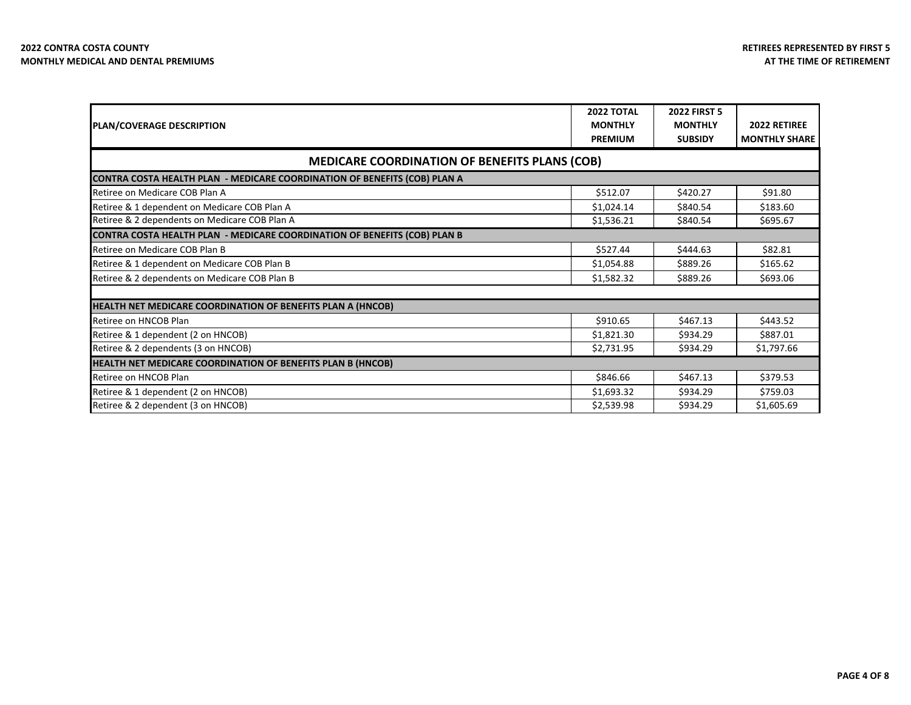**2022 CONTRA COSTA COUNTY**
**MONTHLY MEDICAL AND DENTAL PREMIUMS**

**RETIREES REPRESENTED BY FIRST 5**
**AT THE TIME OF RETIREMENT**

| PLAN/COVERAGE DESCRIPTION | 2022 TOTAL MONTHLY PREMIUM | 2022 FIRST 5 MONTHLY SUBSIDY | 2022 RETIREE MONTHLY SHARE |
|---|---|---|---|
| **MEDICARE COORDINATION OF BENEFITS PLANS (COB)** | | | |
| **CONTRA COSTA HEALTH PLAN - MEDICARE COORDINATION OF BENEFITS (COB) PLAN A** | | | |
| Retiree on Medicare COB Plan A | $512.07 | $420.27 | $91.80 |
| Retiree & 1 dependent on Medicare COB Plan A | $1,024.14 | $840.54 | $183.60 |
| Retiree & 2 dependents on Medicare COB Plan A | $1,536.21 | $840.54 | $695.67 |
| **CONTRA COSTA HEALTH PLAN - MEDICARE COORDINATION OF BENEFITS (COB) PLAN B** | | | |
| Retiree on Medicare COB Plan B | $527.44 | $444.63 | $82.81 |
| Retiree & 1 dependent on Medicare COB Plan B | $1,054.88 | $889.26 | $165.62 |
| Retiree & 2 dependents on Medicare COB Plan B | $1,582.32 | $889.26 | $693.06 |
| | | | |
| **HEALTH NET MEDICARE COORDINATION OF BENEFITS PLAN A (HNCOB)** | | | |
| Retiree on HNCOB Plan | $910.65 | $467.13 | $443.52 |
| Retiree & 1 dependent (2 on HNCOB) | $1,821.30 | $934.29 | $887.01 |
| Retiree & 2 dependents (3 on HNCOB) | $2,731.95 | $934.29 | $1,797.66 |
| **HEALTH NET MEDICARE COORDINATION OF BENEFITS PLAN B (HNCOB)** | | | |
| Retiree on HNCOB Plan | $846.66 | $467.13 | $379.53 |
| Retiree & 1 dependent (2 on HNCOB) | $1,693.32 | $934.29 | $759.03 |
| Retiree & 2 dependent (3 on HNCOB) | $2,539.98 | $934.29 | $1,605.69 |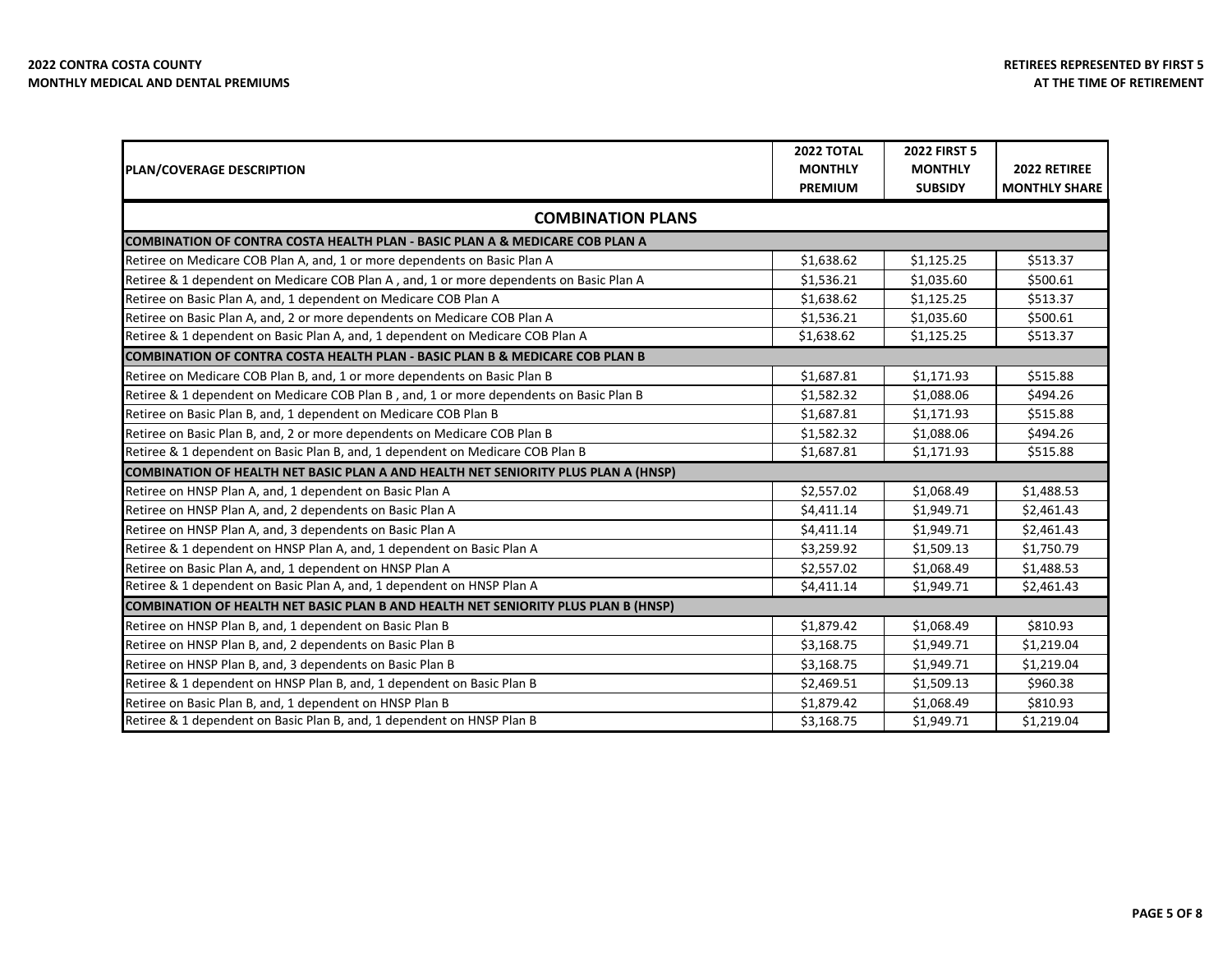**2022 CONTRA COSTA COUNTY**
**MONTHLY MEDICAL AND DENTAL PREMIUMS**

**RETIREES REPRESENTED BY FIRST 5 AT THE TIME OF RETIREMENT**

| PLAN/COVERAGE DESCRIPTION | 2022 TOTAL MONTHLY PREMIUM | 2022 FIRST 5 MONTHLY SUBSIDY | 2022 RETIREE MONTHLY SHARE |
|---|---|---|---|
| **COMBINATION PLANS** | | | |
| **COMBINATION OF CONTRA COSTA HEALTH PLAN - BASIC PLAN A & MEDICARE COB PLAN A** | | | |
| Retiree on Medicare COB Plan A, and, 1 or more dependents on Basic Plan A | $1,638.62 | $1,125.25 | $513.37 |
| Retiree & 1 dependent on Medicare COB Plan A , and, 1 or more dependents on Basic Plan A | $1,536.21 | $1,035.60 | $500.61 |
| Retiree on Basic Plan A, and, 1 dependent on Medicare COB Plan A | $1,638.62 | $1,125.25 | $513.37 |
| Retiree on Basic Plan A, and, 2 or more dependents on Medicare COB Plan A | $1,536.21 | $1,035.60 | $500.61 |
| Retiree & 1 dependent on Basic Plan A, and, 1 dependent on Medicare COB Plan A | $1,638.62 | $1,125.25 | $513.37 |
| **COMBINATION OF CONTRA COSTA HEALTH PLAN - BASIC PLAN B & MEDICARE COB PLAN B** | | | |
| Retiree on Medicare COB Plan B, and, 1 or more dependents on Basic Plan B | $1,687.81 | $1,171.93 | $515.88 |
| Retiree & 1 dependent on Medicare COB Plan B , and, 1 or more dependents on Basic Plan B | $1,582.32 | $1,088.06 | $494.26 |
| Retiree on Basic Plan B, and, 1 dependent on Medicare COB Plan B | $1,687.81 | $1,171.93 | $515.88 |
| Retiree on Basic Plan B, and, 2 or more dependents on Medicare COB Plan B | $1,582.32 | $1,088.06 | $494.26 |
| Retiree & 1 dependent on Basic Plan B, and, 1 dependent on Medicare COB Plan B | $1,687.81 | $1,171.93 | $515.88 |
| **COMBINATION OF HEALTH NET BASIC PLAN A AND HEALTH NET SENIORITY PLUS PLAN A (HNSP)** | | | |
| Retiree on HNSP Plan A, and, 1 dependent on Basic Plan A | $2,557.02 | $1,068.49 | $1,488.53 |
| Retiree on HNSP Plan A, and, 2 dependents on Basic Plan A | $4,411.14 | $1,949.71 | $2,461.43 |
| Retiree on HNSP Plan A, and, 3 dependents on Basic Plan A | $4,411.14 | $1,949.71 | $2,461.43 |
| Retiree & 1 dependent on HNSP Plan A, and, 1 dependent on Basic Plan A | $3,259.92 | $1,509.13 | $1,750.79 |
| Retiree on Basic Plan A, and, 1 dependent on HNSP Plan A | $2,557.02 | $1,068.49 | $1,488.53 |
| Retiree & 1 dependent on Basic Plan A, and, 1 dependent on HNSP Plan A | $4,411.14 | $1,949.71 | $2,461.43 |
| **COMBINATION OF HEALTH NET BASIC PLAN B AND HEALTH NET SENIORITY PLUS PLAN B (HNSP)** | | | |
| Retiree on HNSP Plan B, and, 1 dependent on Basic Plan B | $1,879.42 | $1,068.49 | $810.93 |
| Retiree on HNSP Plan B, and, 2 dependents on Basic Plan B | $3,168.75 | $1,949.71 | $1,219.04 |
| Retiree on HNSP Plan B, and, 3 dependents on Basic Plan B | $3,168.75 | $1,949.71 | $1,219.04 |
| Retiree & 1 dependent on HNSP Plan B, and, 1 dependent on Basic Plan B | $2,469.51 | $1,509.13 | $960.38 |
| Retiree on Basic Plan B, and, 1 dependent on HNSP Plan B | $1,879.42 | $1,068.49 | $810.93 |
| Retiree & 1 dependent on Basic Plan B, and, 1 dependent on HNSP Plan B | $3,168.75 | $1,949.71 | $1,219.04 |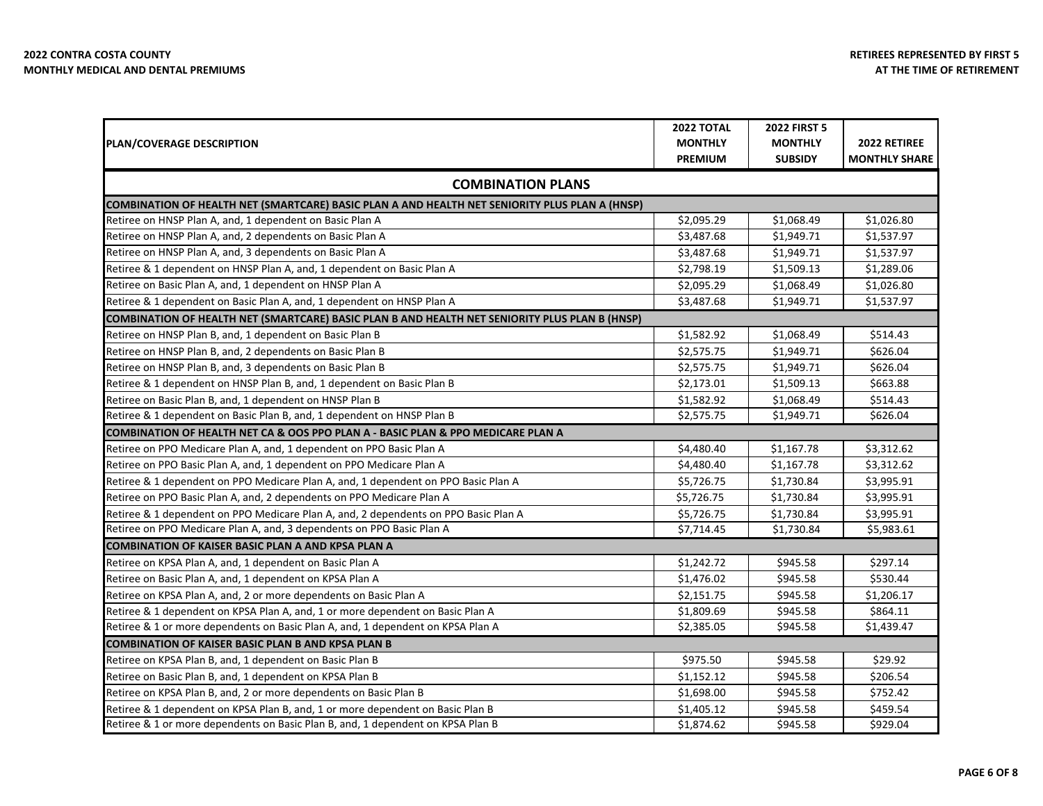**2022 CONTRA COSTA COUNTY**
**MONTHLY MEDICAL AND DENTAL PREMIUMS**

**RETIREES REPRESENTED BY FIRST 5**
**AT THE TIME OF RETIREMENT**

| PLAN/COVERAGE DESCRIPTION | 2022 TOTAL MONTHLY PREMIUM | 2022 FIRST 5 MONTHLY SUBSIDY | 2022 RETIREE MONTHLY SHARE |
|---|---|---|---|
| **COMBINATION PLANS** | | | |
| **COMBINATION OF HEALTH NET (SMARTCARE) BASIC PLAN A AND HEALTH NET SENIORITY PLUS PLAN A (HNSP)** | | | |
| Retiree on HNSP Plan A, and, 1 dependent on Basic Plan A | $2,095.29 | $1,068.49 | $1,026.80 |
| Retiree on HNSP Plan A, and, 2 dependents on Basic Plan A | $3,487.68 | $1,949.71 | $1,537.97 |
| Retiree on HNSP Plan A, and, 3 dependents on Basic Plan A | $3,487.68 | $1,949.71 | $1,537.97 |
| Retiree & 1 dependent on HNSP Plan A, and, 1 dependent on Basic Plan A | $2,798.19 | $1,509.13 | $1,289.06 |
| Retiree on Basic Plan A, and, 1 dependent on HNSP Plan A | $2,095.29 | $1,068.49 | $1,026.80 |
| Retiree & 1 dependent on Basic Plan A, and, 1 dependent on HNSP Plan A | $3,487.68 | $1,949.71 | $1,537.97 |
| **COMBINATION OF HEALTH NET (SMARTCARE) BASIC PLAN B AND HEALTH NET SENIORITY PLUS PLAN B (HNSP)** | | | |
| Retiree on HNSP Plan B, and, 1 dependent on Basic Plan B | $1,582.92 | $1,068.49 | $514.43 |
| Retiree on HNSP Plan B, and, 2 dependents on Basic Plan B | $2,575.75 | $1,949.71 | $626.04 |
| Retiree on HNSP Plan B, and, 3 dependents on Basic Plan B | $2,575.75 | $1,949.71 | $626.04 |
| Retiree & 1 dependent on HNSP Plan B, and, 1 dependent on Basic Plan B | $2,173.01 | $1,509.13 | $663.88 |
| Retiree on Basic Plan B, and, 1 dependent on HNSP Plan B | $1,582.92 | $1,068.49 | $514.43 |
| Retiree & 1 dependent on Basic Plan B, and, 1 dependent on HNSP Plan B | $2,575.75 | $1,949.71 | $626.04 |
| **COMBINATION OF HEALTH NET CA & OOS PPO PLAN A - BASIC PLAN & PPO MEDICARE PLAN A** | | | |
| Retiree on PPO Medicare Plan A, and, 1 dependent on PPO Basic Plan A | $4,480.40 | $1,167.78 | $3,312.62 |
| Retiree on PPO Basic Plan A, and, 1 dependent on PPO Medicare Plan A | $4,480.40 | $1,167.78 | $3,312.62 |
| Retiree & 1 dependent on PPO Medicare Plan A, and, 1 dependent on PPO Basic Plan A | $5,726.75 | $1,730.84 | $3,995.91 |
| Retiree on PPO Basic Plan A, and, 2 dependents on PPO Medicare Plan A | $5,726.75 | $1,730.84 | $3,995.91 |
| Retiree & 1 dependent on PPO Medicare Plan A, and, 2 dependents on PPO Basic Plan A | $5,726.75 | $1,730.84 | $3,995.91 |
| Retiree on PPO Medicare Plan A, and, 3 dependents on PPO Basic Plan A | $7,714.45 | $1,730.84 | $5,983.61 |
| **COMBINATION OF KAISER BASIC PLAN A AND KPSA PLAN A** | | | |
| Retiree on KPSA Plan A, and, 1 dependent on Basic Plan A | $1,242.72 | $945.58 | $297.14 |
| Retiree on Basic Plan A, and, 1 dependent on KPSA Plan A | $1,476.02 | $945.58 | $530.44 |
| Retiree on KPSA Plan A, and, 2 or more dependents on Basic Plan A | $2,151.75 | $945.58 | $1,206.17 |
| Retiree & 1 dependent on KPSA Plan A, and, 1 or more dependent on Basic Plan A | $1,809.69 | $945.58 | $864.11 |
| Retiree & 1 or more dependents on Basic Plan A, and, 1 dependent on KPSA Plan A | $2,385.05 | $945.58 | $1,439.47 |
| **COMBINATION OF KAISER BASIC PLAN B AND KPSA PLAN B** | | | |
| Retiree on KPSA Plan B, and, 1 dependent on Basic Plan B | $975.50 | $945.58 | $29.92 |
| Retiree on Basic Plan B, and, 1 dependent on KPSA Plan B | $1,152.12 | $945.58 | $206.54 |
| Retiree on KPSA Plan B, and, 2 or more dependents on Basic Plan B | $1,698.00 | $945.58 | $752.42 |
| Retiree & 1 dependent on KPSA Plan B, and, 1 or more dependent on Basic Plan B | $1,405.12 | $945.58 | $459.54 |
| Retiree & 1 or more dependents on Basic Plan B, and, 1 dependent on KPSA Plan B | $1,874.62 | $945.58 | $929.04 |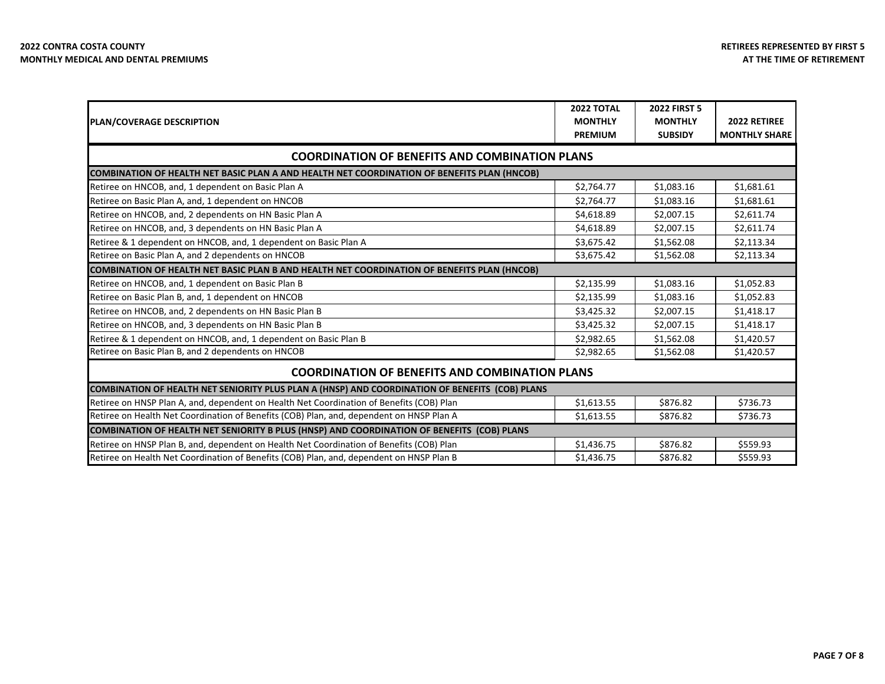**2022 CONTRA COSTA COUNTY**
**MONTHLY MEDICAL AND DENTAL PREMIUMS**

**RETIREES REPRESENTED BY FIRST 5**
**AT THE TIME OF RETIREMENT**

| PLAN/COVERAGE DESCRIPTION | 2022 TOTAL MONTHLY PREMIUM | 2022 FIRST 5 MONTHLY SUBSIDY | 2022 RETIREE MONTHLY SHARE |
|---|---|---|---|
| **COORDINATION OF BENEFITS AND COMBINATION PLANS** | | | |
| **COMBINATION OF HEALTH NET BASIC PLAN A AND HEALTH NET COORDINATION OF BENEFITS PLAN (HNCOB)** | | | |
| Retiree on HNCOB, and, 1 dependent on Basic Plan A | $2,764.77 | $1,083.16 | $1,681.61 |
| Retiree on Basic Plan A, and, 1 dependent on HNCOB | $2,764.77 | $1,083.16 | $1,681.61 |
| Retiree on HNCOB, and, 2 dependents on HN Basic Plan A | $4,618.89 | $2,007.15 | $2,611.74 |
| Retiree on HNCOB, and, 3 dependents on HN Basic Plan A | $4,618.89 | $2,007.15 | $2,611.74 |
| Retiree & 1 dependent on HNCOB, and, 1 dependent on Basic Plan A | $3,675.42 | $1,562.08 | $2,113.34 |
| Retiree on Basic Plan A, and 2 dependents on HNCOB | $3,675.42 | $1,562.08 | $2,113.34 |
| **COMBINATION OF HEALTH NET BASIC PLAN B AND HEALTH NET COORDINATION OF BENEFITS PLAN (HNCOB)** | | | |
| Retiree on HNCOB, and, 1 dependent on Basic Plan B | $2,135.99 | $1,083.16 | $1,052.83 |
| Retiree on Basic Plan B, and, 1 dependent on HNCOB | $2,135.99 | $1,083.16 | $1,052.83 |
| Retiree on HNCOB, and, 2 dependents on HN Basic Plan B | $3,425.32 | $2,007.15 | $1,418.17 |
| Retiree on HNCOB, and, 3 dependents on HN Basic Plan B | $3,425.32 | $2,007.15 | $1,418.17 |
| Retiree & 1 dependent on HNCOB, and, 1 dependent on Basic Plan B | $2,982.65 | $1,562.08 | $1,420.57 |
| Retiree on Basic Plan B, and 2 dependents on HNCOB | $2,982.65 | $1,562.08 | $1,420.57 |
| **COORDINATION OF BENEFITS AND COMBINATION PLANS** | | | |
| **COMBINATION OF HEALTH NET SENIORITY PLUS PLAN A (HNSP) AND COORDINATION OF BENEFITS (COB) PLANS** | | | |
| Retiree on HNSP Plan A, and, dependent on Health Net Coordination of Benefits (COB) Plan | $1,613.55 | $876.82 | $736.73 |
| Retiree on Health Net Coordination of Benefits (COB) Plan, and, dependent on HNSP Plan A | $1,613.55 | $876.82 | $736.73 |
| **COMBINATION OF HEALTH NET SENIORITY B PLUS (HNSP) AND COORDINATION OF BENEFITS (COB) PLANS** | | | |
| Retiree on HNSP Plan B, and, dependent on Health Net Coordination of Benefits (COB) Plan | $1,436.75 | $876.82 | $559.93 |
| Retiree on Health Net Coordination of Benefits (COB) Plan, and, dependent on HNSP Plan B | $1,436.75 | $876.82 | $559.93 |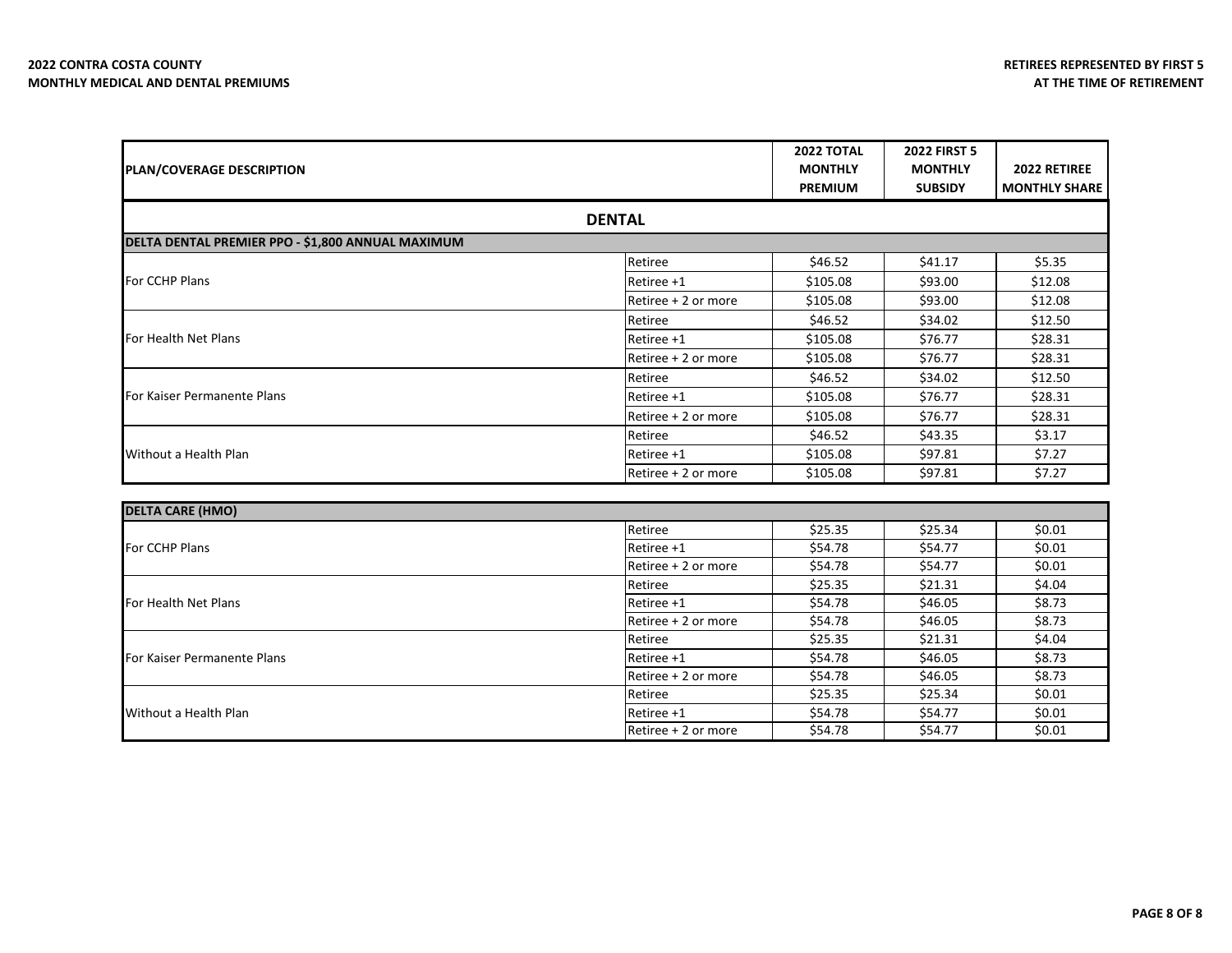**2022 CONTRA COSTA COUNTY**
**MONTHLY MEDICAL AND DENTAL PREMIUMS**

**RETIREES REPRESENTED BY FIRST 5**
**AT THE TIME OF RETIREMENT**

| PLAN/COVERAGE DESCRIPTION | | 2022 TOTAL MONTHLY PREMIUM | 2022 FIRST 5 MONTHLY SUBSIDY | 2022 RETIREE MONTHLY SHARE |
|---|---|---|---|---|
| **DENTAL** | | | | |
| **DELTA DENTAL PREMIER PPO - $1,800 ANNUAL MAXIMUM** | | | | |
| For CCHP Plans | Retiree | $46.52 | $41.17 | $5.35 |
| | Retiree +1 | $105.08 | $93.00 | $12.08 |
| | Retiree + 2 or more | $105.08 | $93.00 | $12.08 |
| For Health Net Plans | Retiree | $46.52 | $34.02 | $12.50 |
| | Retiree +1 | $105.08 | $76.77 | $28.31 |
| | Retiree + 2 or more | $105.08 | $76.77 | $28.31 |
| For Kaiser Permanente Plans | Retiree | $46.52 | $34.02 | $12.50 |
| | Retiree +1 | $105.08 | $76.77 | $28.31 |
| | Retiree + 2 or more | $105.08 | $76.77 | $28.31 |
| Without a Health Plan | Retiree | $46.52 | $43.35 | $3.17 |
| | Retiree +1 | $105.08 | $97.81 | $7.27 |
| | Retiree + 2 or more | $105.08 | $97.81 | $7.27 |
| **DELTA CARE (HMO)** | | | | |
| For CCHP Plans | Retiree | $25.35 | $25.34 | $0.01 |
| | Retiree +1 | $54.78 | $54.77 | $0.01 |
| | Retiree + 2 or more | $54.78 | $54.77 | $0.01 |
| For Health Net Plans | Retiree | $25.35 | $21.31 | $4.04 |
| | Retiree +1 | $54.78 | $46.05 | $8.73 |
| | Retiree + 2 or more | $54.78 | $46.05 | $8.73 |
| For Kaiser Permanente Plans | Retiree | $25.35 | $21.31 | $4.04 |
| | Retiree +1 | $54.78 | $46.05 | $8.73 |
| | Retiree + 2 or more | $54.78 | $46.05 | $8.73 |
| Without a Health Plan | Retiree | $25.35 | $25.34 | $0.01 |
| | Retiree +1 | $54.78 | $54.77 | $0.01 |
| | Retiree + 2 or more | $54.78 | $54.77 | $0.01 |